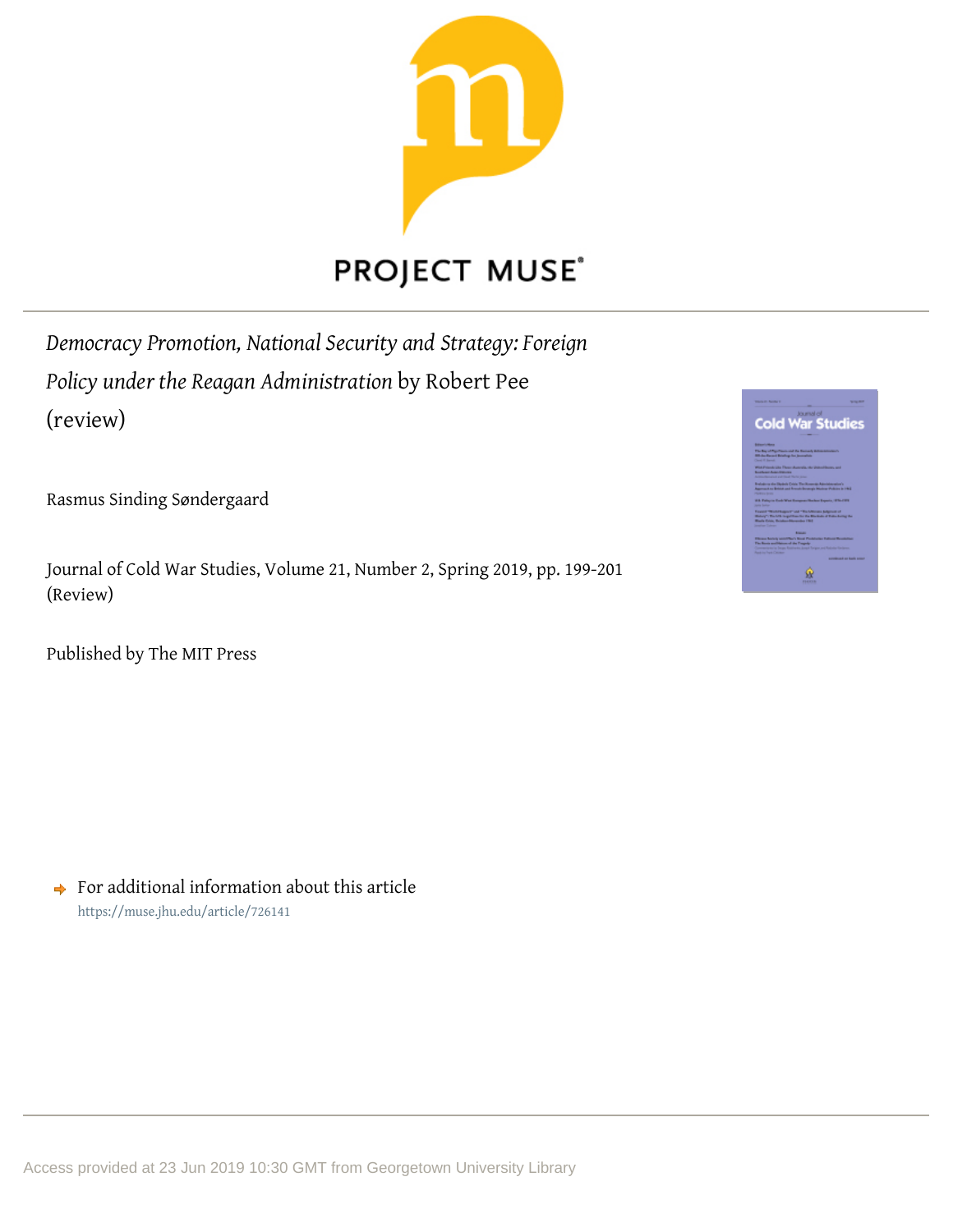*Democracy Promotion, National Security and Strategy: Foreign Policy under the Reagan Administration* by Robert Pee (review)

Rasmus Sinding Søndergaard

Journal of Cold War Studies, Volume 21, Number 2, Spring 2019, pp. 199-201 (Review)

Published by The MIT Press

For additional information about this article
https://muse.jhu.edu/article/726141

Access provided at 23 Jun 2019 10:30 GMT from Georgetown University Library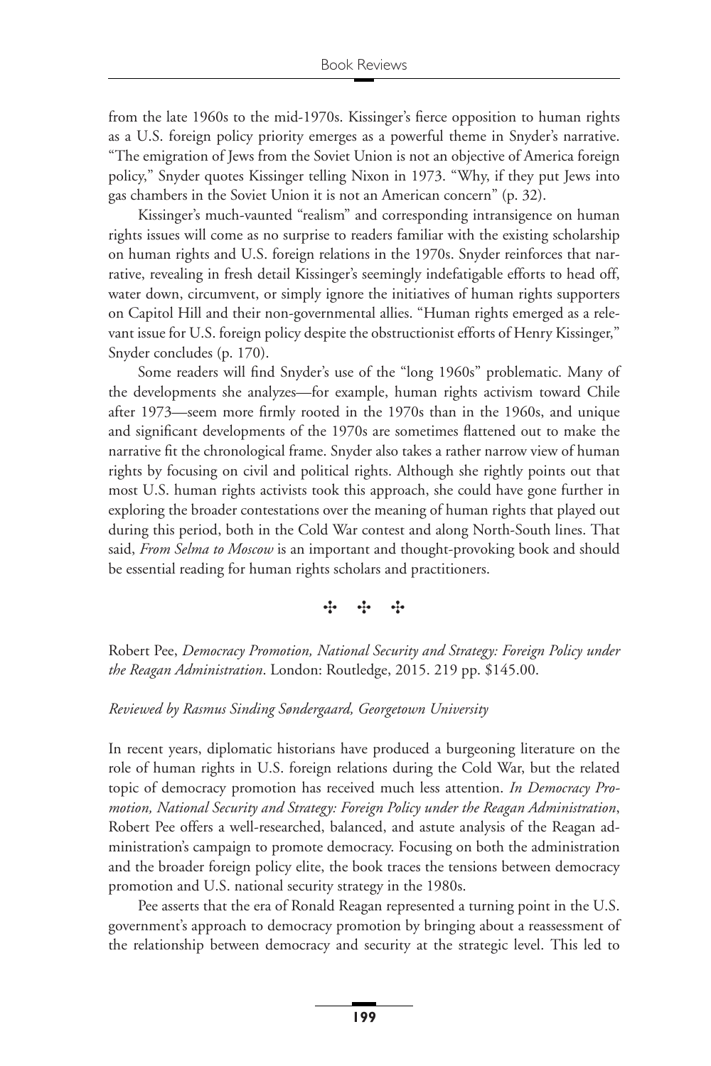from the late 1960s to the mid-1970s. Kissinger's fierce opposition to human rights as a U.S. foreign policy priority emerges as a powerful theme in Snyder's narrative. "The emigration of Jews from the Soviet Union is not an objective of America foreign policy," Snyder quotes Kissinger telling Nixon in 1973. "Why, if they put Jews into gas chambers in the Soviet Union it is not an American concern" (p. 32).

Kissinger's much-vaunted "realism" and corresponding intransigence on human rights issues will come as no surprise to readers familiar with the existing scholarship on human rights and U.S. foreign relations in the 1970s. Snyder reinforces that narrative, revealing in fresh detail Kissinger's seemingly indefatigable efforts to head off, water down, circumvent, or simply ignore the initiatives of human rights supporters on Capitol Hill and their non-governmental allies. "Human rights emerged as a relevant issue for U.S. foreign policy despite the obstructionist efforts of Henry Kissinger," Snyder concludes (p. 170).

Some readers will find Snyder's use of the "long 1960s" problematic. Many of the developments she analyzes—for example, human rights activism toward Chile after 1973—seem more firmly rooted in the 1970s than in the 1960s, and unique and significant developments of the 1970s are sometimes flattened out to make the narrative fit the chronological frame. Snyder also takes a rather narrow view of human rights by focusing on civil and political rights. Although she rightly points out that most U.S. human rights activists took this approach, she could have gone further in exploring the broader contestations over the meaning of human rights that played out during this period, both in the Cold War contest and along North-South lines. That said, *From Selma to Moscow* is an important and thought-provoking book and should be essential reading for human rights scholars and practitioners.

✣ ✣ ✣

Robert Pee, *Democracy Promotion, National Security and Strategy: Foreign Policy under the Reagan Administration*. London: Routledge, 2015. 219 pp. $145.00.

*Reviewed by Rasmus Sinding Søndergaard, Georgetown University*

In recent years, diplomatic historians have produced a burgeoning literature on the role of human rights in U.S. foreign relations during the Cold War, but the related topic of democracy promotion has received much less attention. *In Democracy Promotion, National Security and Strategy: Foreign Policy under the Reagan Administration*, Robert Pee offers a well-researched, balanced, and astute analysis of the Reagan administration's campaign to promote democracy. Focusing on both the administration and the broader foreign policy elite, the book traces the tensions between democracy promotion and U.S. national security strategy in the 1980s.

Pee asserts that the era of Ronald Reagan represented a turning point in the U.S. government's approach to democracy promotion by bringing about a reassessment of the relationship between democracy and security at the strategic level. This led to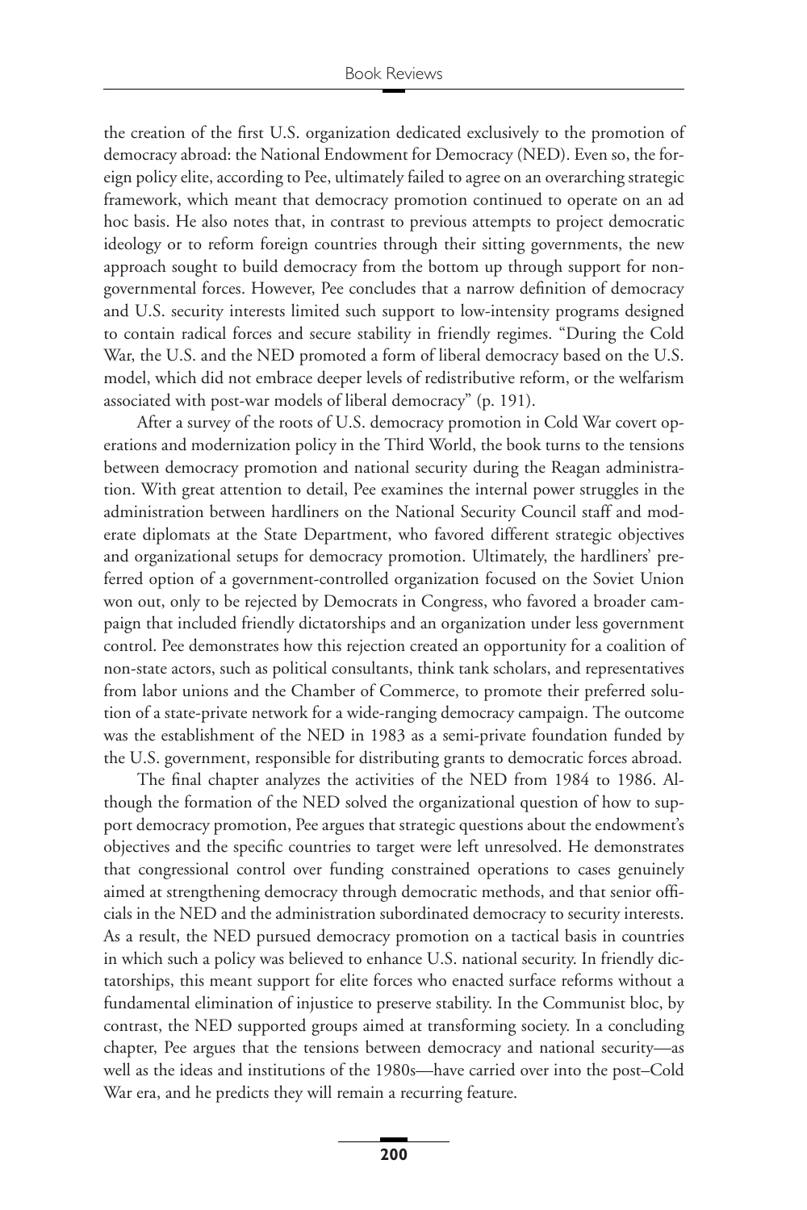the creation of the first U.S. organization dedicated exclusively to the promotion of democracy abroad: the National Endowment for Democracy (NED). Even so, the foreign policy elite, according to Pee, ultimately failed to agree on an overarching strategic framework, which meant that democracy promotion continued to operate on an ad hoc basis. He also notes that, in contrast to previous attempts to project democratic ideology or to reform foreign countries through their sitting governments, the new approach sought to build democracy from the bottom up through support for nongovernmental forces. However, Pee concludes that a narrow definition of democracy and U.S. security interests limited such support to low-intensity programs designed to contain radical forces and secure stability in friendly regimes. "During the Cold War, the U.S. and the NED promoted a form of liberal democracy based on the U.S. model, which did not embrace deeper levels of redistributive reform, or the welfarism associated with post-war models of liberal democracy" (p. 191).

After a survey of the roots of U.S. democracy promotion in Cold War covert operations and modernization policy in the Third World, the book turns to the tensions between democracy promotion and national security during the Reagan administration. With great attention to detail, Pee examines the internal power struggles in the administration between hardliners on the National Security Council staff and moderate diplomats at the State Department, who favored different strategic objectives and organizational setups for democracy promotion. Ultimately, the hardliners' preferred option of a government-controlled organization focused on the Soviet Union won out, only to be rejected by Democrats in Congress, who favored a broader campaign that included friendly dictatorships and an organization under less government control. Pee demonstrates how this rejection created an opportunity for a coalition of non-state actors, such as political consultants, think tank scholars, and representatives from labor unions and the Chamber of Commerce, to promote their preferred solution of a state-private network for a wide-ranging democracy campaign. The outcome was the establishment of the NED in 1983 as a semi-private foundation funded by the U.S. government, responsible for distributing grants to democratic forces abroad.

The final chapter analyzes the activities of the NED from 1984 to 1986. Although the formation of the NED solved the organizational question of how to support democracy promotion, Pee argues that strategic questions about the endowment's objectives and the specific countries to target were left unresolved. He demonstrates that congressional control over funding constrained operations to cases genuinely aimed at strengthening democracy through democratic methods, and that senior officials in the NED and the administration subordinated democracy to security interests. As a result, the NED pursued democracy promotion on a tactical basis in countries in which such a policy was believed to enhance U.S. national security. In friendly dictatorships, this meant support for elite forces who enacted surface reforms without a fundamental elimination of injustice to preserve stability. In the Communist bloc, by contrast, the NED supported groups aimed at transforming society. In a concluding chapter, Pee argues that the tensions between democracy and national security—as well as the ideas and institutions of the 1980s—have carried over into the post–Cold War era, and he predicts they will remain a recurring feature.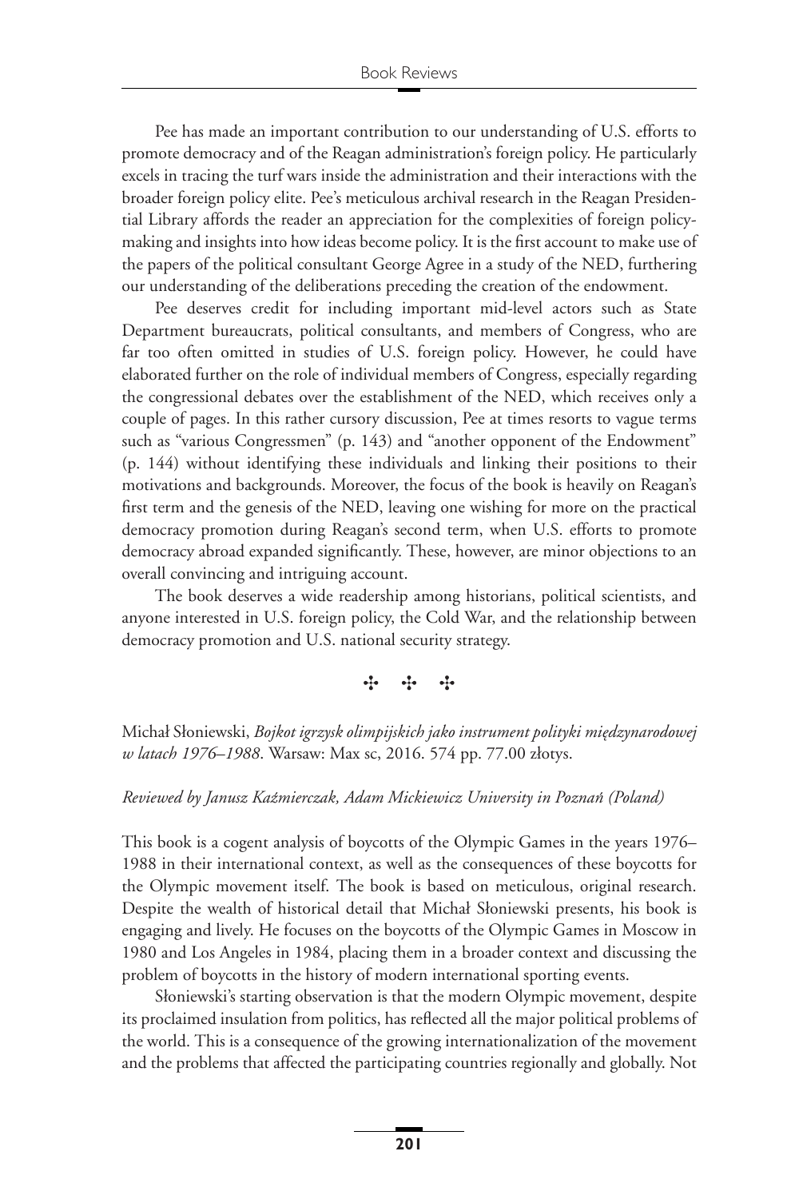Pee has made an important contribution to our understanding of U.S. efforts to promote democracy and of the Reagan administration's foreign policy. He particularly excels in tracing the turf wars inside the administration and their interactions with the broader foreign policy elite. Pee's meticulous archival research in the Reagan Presidential Library affords the reader an appreciation for the complexities of foreign policymaking and insights into how ideas become policy. It is the first account to make use of the papers of the political consultant George Agree in a study of the NED, furthering our understanding of the deliberations preceding the creation of the endowment.

Pee deserves credit for including important mid-level actors such as State Department bureaucrats, political consultants, and members of Congress, who are far too often omitted in studies of U.S. foreign policy. However, he could have elaborated further on the role of individual members of Congress, especially regarding the congressional debates over the establishment of the NED, which receives only a couple of pages. In this rather cursory discussion, Pee at times resorts to vague terms such as "various Congressmen" (p. 143) and "another opponent of the Endowment" (p. 144) without identifying these individuals and linking their positions to their motivations and backgrounds. Moreover, the focus of the book is heavily on Reagan's first term and the genesis of the NED, leaving one wishing for more on the practical democracy promotion during Reagan's second term, when U.S. efforts to promote democracy abroad expanded significantly. These, however, are minor objections to an overall convincing and intriguing account.

The book deserves a wide readership among historians, political scientists, and anyone interested in U.S. foreign policy, the Cold War, and the relationship between democracy promotion and U.S. national security strategy.

✣ ✣ ✣

Michał Słoniewski, *Bojkot igrzysk olimpijskich jako instrument polityki międzynarodowej w latach 1976–1988*. Warsaw: Max sc, 2016. 574 pp. 77.00 złotys.

*Reviewed by Janusz Kaźmierczak, Adam Mickiewicz University in Poznań (Poland)*

This book is a cogent analysis of boycotts of the Olympic Games in the years 1976–1988 in their international context, as well as the consequences of these boycotts for the Olympic movement itself. The book is based on meticulous, original research. Despite the wealth of historical detail that Michał Słoniewski presents, his book is engaging and lively. He focuses on the boycotts of the Olympic Games in Moscow in 1980 and Los Angeles in 1984, placing them in a broader context and discussing the problem of boycotts in the history of modern international sporting events.

Słoniewski's starting observation is that the modern Olympic movement, despite its proclaimed insulation from politics, has reflected all the major political problems of the world. This is a consequence of the growing internationalization of the movement and the problems that affected the participating countries regionally and globally. Not